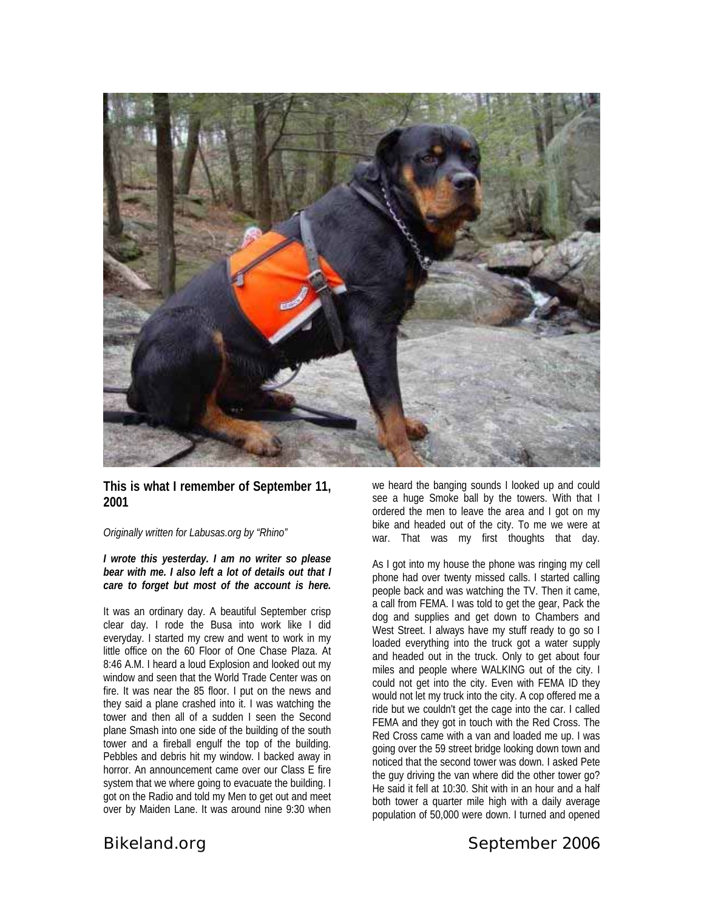## This is what I remember of September 11, 2001

*Originally written for Labusas.org by "Rhino"*

***I wrote this yesterday. I am no writer so please bear with me. I also left a lot of details out that I care to forget but most of the account is here.***

It was an ordinary day. A beautiful September crisp clear day. I rode the Busa into work like I did everyday. I started my crew and went to work in my little office on the 60 Floor of One Chase Plaza. At 8:46 A.M. I heard a loud Explosion and looked out my window and seen that the World Trade Center was on fire. It was near the 85 floor. I put on the news and they said a plane crashed into it. I was watching the tower and then all of a sudden I seen the Second plane Smash into one side of the building of the south tower and a fireball engulf the top of the building. Pebbles and debris hit my window. I backed away in horror. An announcement came over our Class E fire system that we where going to evacuate the building. I got on the Radio and told my Men to get out and meet over by Maiden Lane. It was around nine 9:30 when we heard the banging sounds I looked up and could see a huge Smoke ball by the towers. With that I ordered the men to leave the area and I got on my bike and headed out of the city. To me we were at war. That was my first thoughts that day.

As I got into my house the phone was ringing my cell phone had over twenty missed calls. I started calling people back and was watching the TV. Then it came, a call from FEMA. I was told to get the gear, Pack the dog and supplies and get down to Chambers and West Street. I always have my stuff ready to go so I loaded everything into the truck got a water supply and headed out in the truck. Only to get about four miles and people where WALKING out of the city. I could not get into the city. Even with FEMA ID they would not let my truck into the city. A cop offered me a ride but we couldn't get the cage into the car. I called FEMA and they got in touch with the Red Cross. The Red Cross came with a van and loaded me up. I was going over the 59 street bridge looking down town and noticed that the second tower was down. I asked Pete the guy driving the van where did the other tower go? He said it fell at 10:30. Shit with in an hour and a half both tower a quarter mile high with a daily average population of 50,000 were down. I turned and opened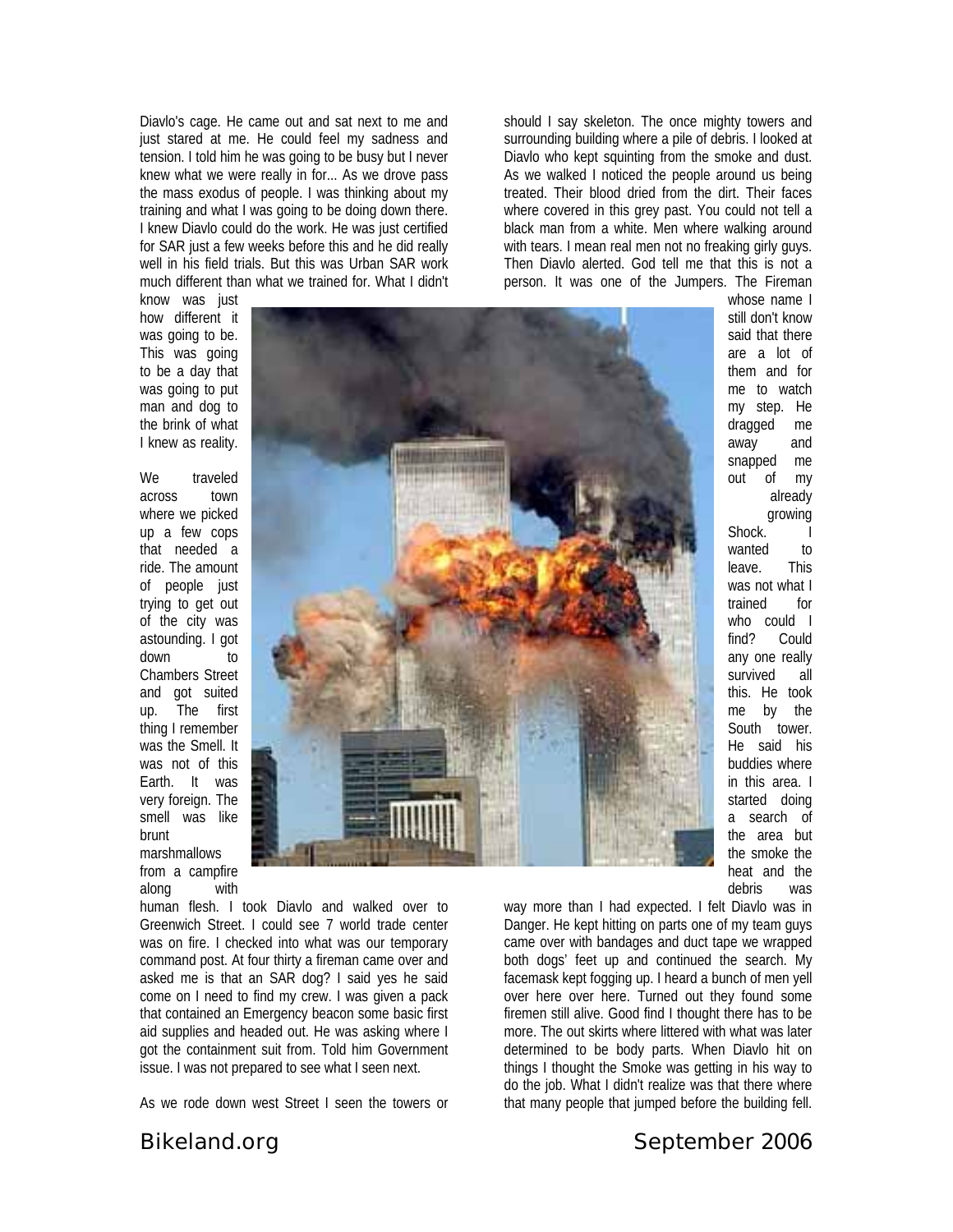Diavlo's cage. He came out and sat next to me and just stared at me. He could feel my sadness and tension. I told him he was going to be busy but I never knew what we were really in for... As we drove pass the mass exodus of people. I was thinking about my training and what I was going to be doing down there. I knew Diavlo could do the work. He was just certified for SAR just a few weeks before this and he did really well in his field trials. But this was Urban SAR work much different than what we trained for. What I didn't know was just how different it was going to be. This was going to be a day that was going to put man and dog to the brink of what I knew as reality.

We traveled across town where we picked up a few cops that needed a ride. The amount of people just trying to get out of the city was astounding. I got down to Chambers Street and got suited up. The first thing I remember was the Smell. It was not of this Earth. It was very foreign. The smell was like brunt marshmallows from a campfire along with human flesh. I took Diavlo and walked over to Greenwich Street. I could see 7 world trade center was on fire. I checked into what was our temporary command post. At four thirty a fireman came over and asked me is that an SAR dog? I said yes he said come on I need to find my crew. I was given a pack that contained an Emergency beacon some basic first aid supplies and headed out. He was asking where I got the containment suit from. Told him Government issue. I was not prepared to see what I seen next.

As we rode down west Street I seen the towers or should I say skeleton. The once mighty towers and surrounding building where a pile of debris. I looked at Diavlo who kept squinting from the smoke and dust. As we walked I noticed the people around us being treated. Their blood dried from the dirt. Their faces where covered in this grey past. You could not tell a black man from a white. Men where walking around with tears. I mean real men not no freaking girly guys. Then Diavlo alerted. God tell me that this is not a person. It was one of the Jumpers. The Fireman whose name I still don't know said that there are a lot of them and for me to watch my step. He dragged me away and snapped me out of my already growing Shock. I wanted to leave. This was not what I trained for who could I find? Could any one really survived all this. He took me by the South tower. He said his buddies where in this area. I started doing a search of the area but the smoke the heat and the debris was way more than I had expected. I felt Diavlo was in Danger. He kept hitting on parts one of my team guys came over with bandages and duct tape we wrapped both dogs' feet up and continued the search. My facemask kept fogging up. I heard a bunch of men yell over here over here. Turned out they found some firemen still alive. Good find I thought there has to be more. The out skirts where littered with what was later determined to be body parts. When Diavlo hit on things I thought the Smoke was getting in his way to do the job. What I didn't realize was that there where that many people that jumped before the building fell.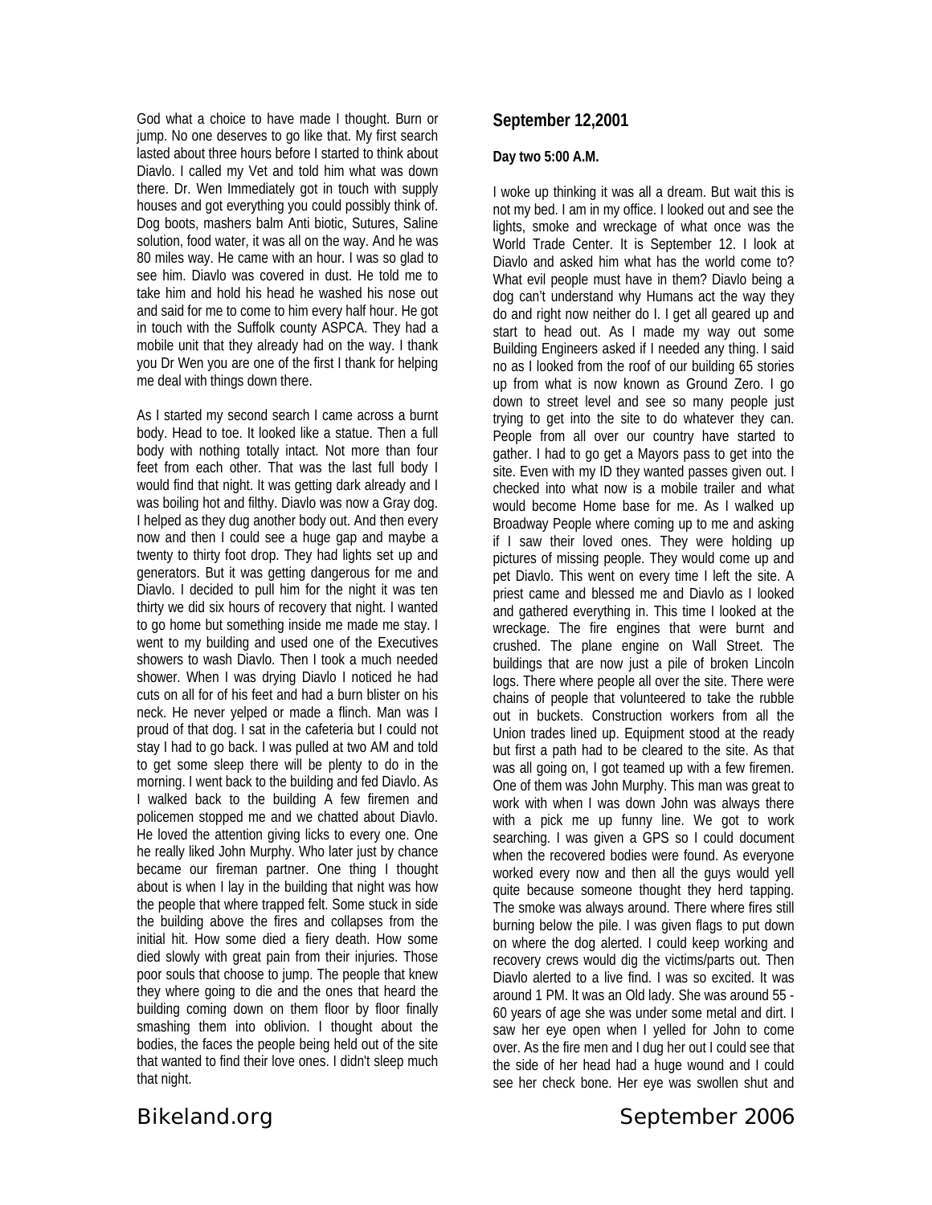God what a choice to have made I thought. Burn or jump. No one deserves to go like that. My first search lasted about three hours before I started to think about Diavlo. I called my Vet and told him what was down there. Dr. Wen Immediately got in touch with supply houses and got everything you could possibly think of. Dog boots, mashers balm Anti biotic, Sutures, Saline solution, food water, it was all on the way. And he was 80 miles way. He came with an hour. I was so glad to see him. Diavlo was covered in dust. He told me to take him and hold his head he washed his nose out and said for me to come to him every half hour. He got in touch with the Suffolk county ASPCA. They had a mobile unit that they already had on the way. I thank you Dr Wen you are one of the first I thank for helping me deal with things down there.

As I started my second search I came across a burnt body. Head to toe. It looked like a statue. Then a full body with nothing totally intact. Not more than four feet from each other. That was the last full body I would find that night. It was getting dark already and I was boiling hot and filthy. Diavlo was now a Gray dog. I helped as they dug another body out. And then every now and then I could see a huge gap and maybe a twenty to thirty foot drop. They had lights set up and generators. But it was getting dangerous for me and Diavlo. I decided to pull him for the night it was ten thirty we did six hours of recovery that night. I wanted to go home but something inside me made me stay. I went to my building and used one of the Executives showers to wash Diavlo. Then I took a much needed shower. When I was drying Diavlo I noticed he had cuts on all for of his feet and had a burn blister on his neck. He never yelped or made a flinch. Man was I proud of that dog. I sat in the cafeteria but I could not stay I had to go back. I was pulled at two AM and told to get some sleep there will be plenty to do in the morning. I went back to the building and fed Diavlo. As I walked back to the building A few firemen and policemen stopped me and we chatted about Diavlo. He loved the attention giving licks to every one. One he really liked John Murphy. Who later just by chance became our fireman partner. One thing I thought about is when I lay in the building that night was how the people that where trapped felt. Some stuck in side the building above the fires and collapses from the initial hit. How some died a fiery death. How some died slowly with great pain from their injuries. Those poor souls that choose to jump. The people that knew they where going to die and the ones that heard the building coming down on them floor by floor finally smashing them into oblivion. I thought about the bodies, the faces the people being held out of the site that wanted to find their love ones. I didn't sleep much that night.

## September 12,2001

**Day two 5:00 A.M.**

I woke up thinking it was all a dream. But wait this is not my bed. I am in my office. I looked out and see the lights, smoke and wreckage of what once was the World Trade Center. It is September 12. I look at Diavlo and asked him what has the world come to? What evil people must have in them? Diavlo being a dog can't understand why Humans act the way they do and right now neither do I. I get all geared up and start to head out. As I made my way out some Building Engineers asked if I needed any thing. I said no as I looked from the roof of our building 65 stories up from what is now known as Ground Zero. I go down to street level and see so many people just trying to get into the site to do whatever they can. People from all over our country have started to gather. I had to go get a Mayors pass to get into the site. Even with my ID they wanted passes given out. I checked into what now is a mobile trailer and what would become Home base for me. As I walked up Broadway People where coming up to me and asking if I saw their loved ones. They were holding up pictures of missing people. They would come up and pet Diavlo. This went on every time I left the site. A priest came and blessed me and Diavlo as I looked and gathered everything in. This time I looked at the wreckage. The fire engines that were burnt and crushed. The plane engine on Wall Street. The buildings that are now just a pile of broken Lincoln logs. There where people all over the site. There were chains of people that volunteered to take the rubble out in buckets. Construction workers from all the Union trades lined up. Equipment stood at the ready but first a path had to be cleared to the site. As that was all going on, I got teamed up with a few firemen. One of them was John Murphy. This man was great to work with when I was down John was always there with a pick me up funny line. We got to work searching. I was given a GPS so I could document when the recovered bodies were found. As everyone worked every now and then all the guys would yell quite because someone thought they herd tapping. The smoke was always around. There where fires still burning below the pile. I was given flags to put down on where the dog alerted. I could keep working and recovery crews would dig the victims/parts out. Then Diavlo alerted to a live find. I was so excited. It was around 1 PM. It was an Old lady. She was around 55 - 60 years of age she was under some metal and dirt. I saw her eye open when I yelled for John to come over. As the fire men and I dug her out I could see that the side of her head had a huge wound and I could see her check bone. Her eye was swollen shut and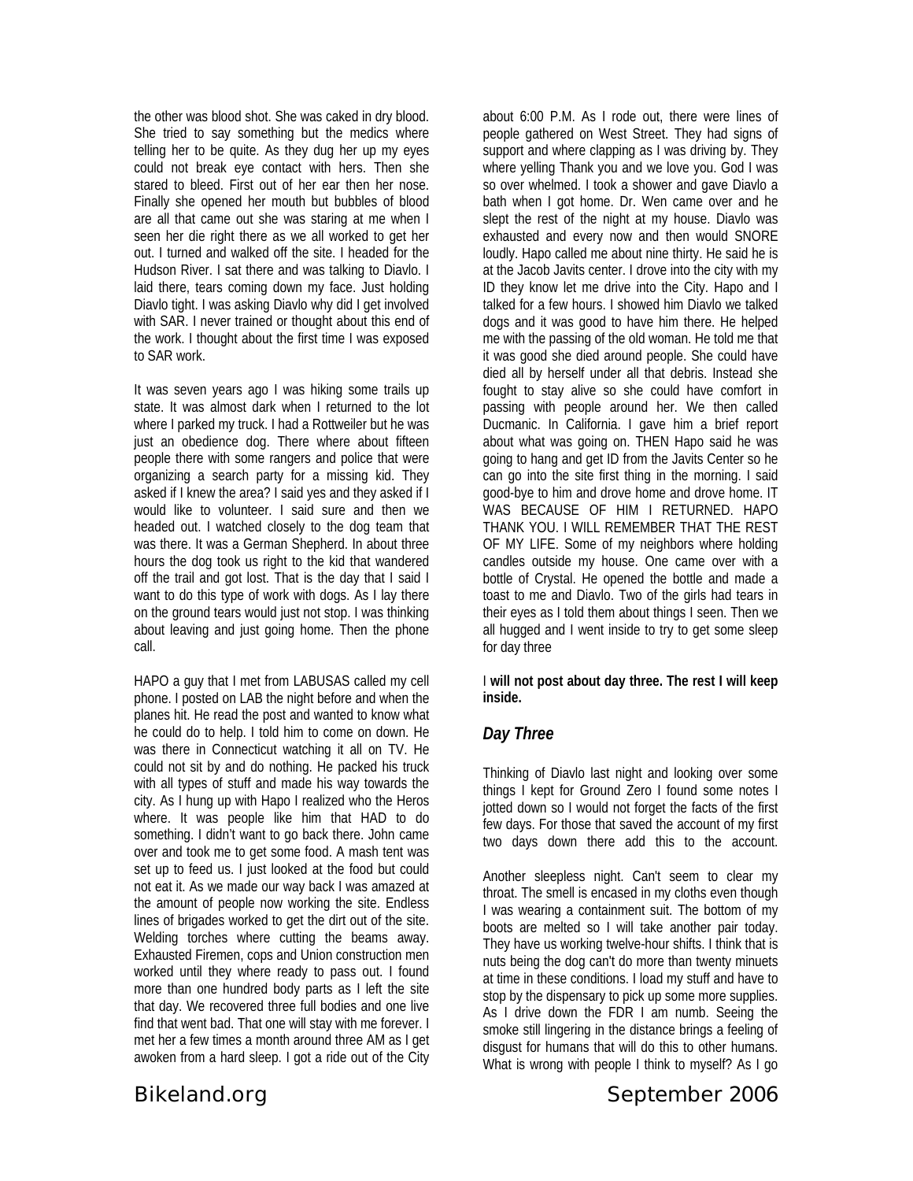the other was blood shot. She was caked in dry blood. She tried to say something but the medics where telling her to be quite. As they dug her up my eyes could not break eye contact with hers. Then she stared to bleed. First out of her ear then her nose. Finally she opened her mouth but bubbles of blood are all that came out she was staring at me when I seen her die right there as we all worked to get her out. I turned and walked off the site. I headed for the Hudson River. I sat there and was talking to Diavlo. I laid there, tears coming down my face. Just holding Diavlo tight. I was asking Diavlo why did I get involved with SAR. I never trained or thought about this end of the work. I thought about the first time I was exposed to SAR work.

It was seven years ago I was hiking some trails up state. It was almost dark when I returned to the lot where I parked my truck. I had a Rottweiler but he was just an obedience dog. There where about fifteen people there with some rangers and police that were organizing a search party for a missing kid. They asked if I knew the area? I said yes and they asked if I would like to volunteer. I said sure and then we headed out. I watched closely to the dog team that was there. It was a German Shepherd. In about three hours the dog took us right to the kid that wandered off the trail and got lost. That is the day that I said I want to do this type of work with dogs. As I lay there on the ground tears would just not stop. I was thinking about leaving and just going home. Then the phone call.

HAPO a guy that I met from LABUSAS called my cell phone. I posted on LAB the night before and when the planes hit. He read the post and wanted to know what he could do to help. I told him to come on down. He was there in Connecticut watching it all on TV. He could not sit by and do nothing. He packed his truck with all types of stuff and made his way towards the city. As I hung up with Hapo I realized who the Heros where. It was people like him that HAD to do something. I didn't want to go back there. John came over and took me to get some food. A mash tent was set up to feed us. I just looked at the food but could not eat it. As we made our way back I was amazed at the amount of people now working the site. Endless lines of brigades worked to get the dirt out of the site. Welding torches where cutting the beams away. Exhausted Firemen, cops and Union construction men worked until they where ready to pass out. I found more than one hundred body parts as I left the site that day. We recovered three full bodies and one live find that went bad. That one will stay with me forever. I met her a few times a month around three AM as I get awoken from a hard sleep. I got a ride out of the City about 6:00 P.M. As I rode out, there were lines of people gathered on West Street. They had signs of support and where clapping as I was driving by. They where yelling Thank you and we love you. God I was so over whelmed. I took a shower and gave Diavlo a bath when I got home. Dr. Wen came over and he slept the rest of the night at my house. Diavlo was exhausted and every now and then would SNORE loudly. Hapo called me about nine thirty. He said he is at the Jacob Javits center. I drove into the city with my ID they know let me drive into the City. Hapo and I talked for a few hours. I showed him Diavlo we talked dogs and it was good to have him there. He helped me with the passing of the old woman. He told me that it was good she died around people. She could have died all by herself under all that debris. Instead she fought to stay alive so she could have comfort in passing with people around her. We then called Ducmanic. In California. I gave him a brief report about what was going on. THEN Hapo said he was going to hang and get ID from the Javits Center so he can go into the site first thing in the morning. I said good-bye to him and drove home and drove home. IT WAS BECAUSE OF HIM I RETURNED. HAPO THANK YOU. I WILL REMEMBER THAT THE REST OF MY LIFE. Some of my neighbors where holding candles outside my house. One came over with a bottle of Crystal. He opened the bottle and made a toast to me and Diavlo. Two of the girls had tears in their eyes as I told them about things I seen. Then we all hugged and I went inside to try to get some sleep for day three

I **will not post about day three. The rest I will keep inside.**

## *Day Three*

Thinking of Diavlo last night and looking over some things I kept for Ground Zero I found some notes I jotted down so I would not forget the facts of the first few days. For those that saved the account of my first two days down there add this to the account.

Another sleepless night. Can't seem to clear my throat. The smell is encased in my cloths even though I was wearing a containment suit. The bottom of my boots are melted so I will take another pair today. They have us working twelve-hour shifts. I think that is nuts being the dog can't do more than twenty minuets at time in these conditions. I load my stuff and have to stop by the dispensary to pick up some more supplies. As I drive down the FDR I am numb. Seeing the smoke still lingering in the distance brings a feeling of disgust for humans that will do this to other humans. What is wrong with people I think to myself? As I go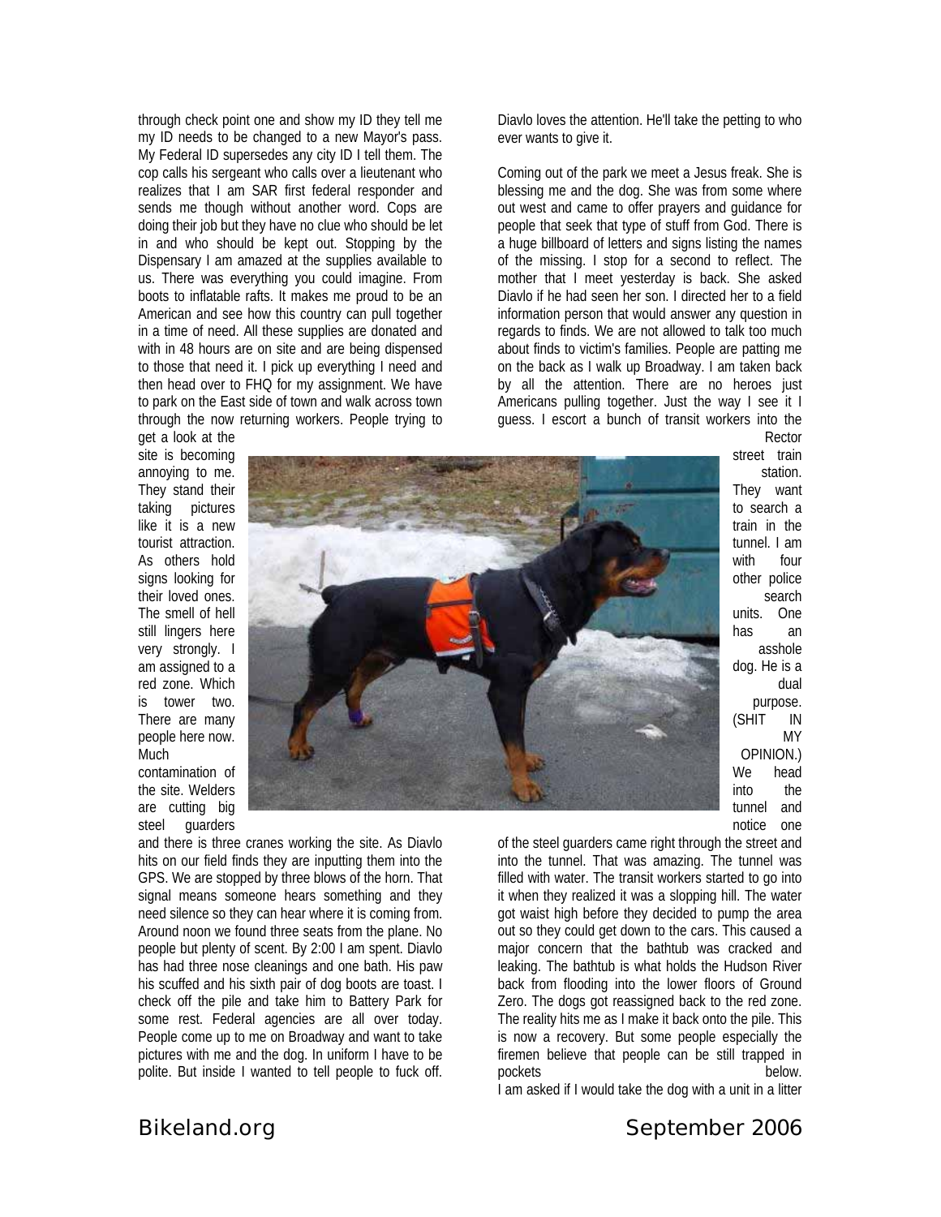through check point one and show my ID they tell me my ID needs to be changed to a new Mayor's pass. My Federal ID supersedes any city ID I tell them. The cop calls his sergeant who calls over a lieutenant who realizes that I am SAR first federal responder and sends me though without another word. Cops are doing their job but they have no clue who should be let in and who should be kept out. Stopping by the Dispensary I am amazed at the supplies available to us. There was everything you could imagine. From boots to inflatable rafts. It makes me proud to be an American and see how this country can pull together in a time of need. All these supplies are donated and with in 48 hours are on site and are being dispensed to those that need it. I pick up everything I need and then head over to FHQ for my assignment. We have to park on the East side of town and walk across town through the now returning workers. People trying to get a look at the site is becoming annoying to me. They stand their taking pictures like it is a new tourist attraction. As others hold signs looking for their loved ones. The smell of hell still lingers here very strongly. I am assigned to a red zone. Which is tower two. There are many people here now. Much contamination of the site. Welders are cutting big steel guarders and there is three cranes working the site. As Diavlo hits on our field finds they are inputting them into the GPS. We are stopped by three blows of the horn. That signal means someone hears something and they need silence so they can hear where it is coming from. Around noon we found three seats from the plane. No people but plenty of scent. By 2:00 I am spent. Diavlo has had three nose cleanings and one bath. His paw his scuffed and his sixth pair of dog boots are toast. I check off the pile and take him to Battery Park for some rest. Federal agencies are all over today. People come up to me on Broadway and want to take pictures with me and the dog. In uniform I have to be polite. But inside I wanted to tell people to fuck off. Diavlo loves the attention. He'll take the petting to who ever wants to give it.

Coming out of the park we meet a Jesus freak. She is blessing me and the dog. She was from some where out west and came to offer prayers and guidance for people that seek that type of stuff from God. There is a huge billboard of letters and signs listing the names of the missing. I stop for a second to reflect. The mother that I meet yesterday is back. She asked Diavlo if he had seen her son. I directed her to a field information person that would answer any question in regards to finds. We are not allowed to talk too much about finds to victim's families. People are patting me on the back as I walk up Broadway. I am taken back by all the attention. There are no heroes just Americans pulling together. Just the way I see it I guess. I escort a bunch of transit workers into the Rector street train station. They want to search a train in the tunnel. I am with four other police search units. One has an asshole dog. He is a dual purpose. (SHIT IN MY OPINION.) We head into the tunnel and notice one of the steel guarders came right through the street and into the tunnel. That was amazing. The tunnel was filled with water. The transit workers started to go into it when they realized it was a slopping hill. The water got waist high before they decided to pump the area out so they could get down to the cars. This caused a major concern that the bathtub was cracked and leaking. The bathtub is what holds the Hudson River back from flooding into the lower floors of Ground Zero. The dogs got reassigned back to the red zone. The reality hits me as I make it back onto the pile. This is now a recovery. But some people especially the firemen believe that people can be still trapped in pockets below.

I am asked if I would take the dog with a unit in a litter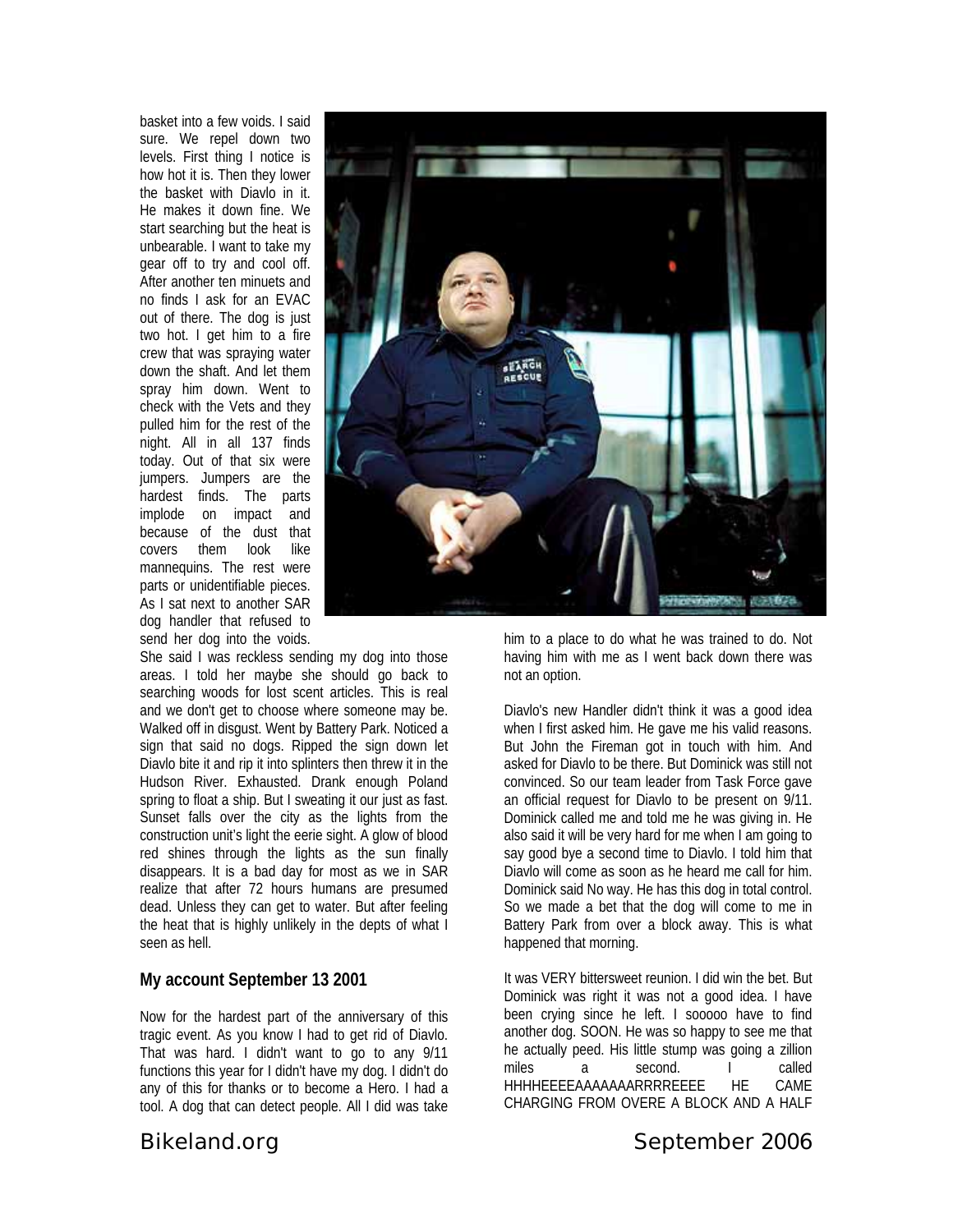basket into a few voids. I said sure. We repel down two levels. First thing I notice is how hot it is. Then they lower the basket with Diavlo in it. He makes it down fine. We start searching but the heat is unbearable. I want to take my gear off to try and cool off. After another ten minuets and no finds I ask for an EVAC out of there. The dog is just two hot. I get him to a fire crew that was spraying water down the shaft. And let them spray him down. Went to check with the Vets and they pulled him for the rest of the night. All in all 137 finds today. Out of that six were jumpers. Jumpers are the hardest finds. The parts implode on impact and because of the dust that covers them look like mannequins. The rest were parts or unidentifiable pieces. As I sat next to another SAR dog handler that refused to send her dog into the voids. She said I was reckless sending my dog into those areas. I told her maybe she should go back to searching woods for lost scent articles. This is real and we don't get to choose where someone may be. Walked off in disgust. Went by Battery Park. Noticed a sign that said no dogs. Ripped the sign down let Diavlo bite it and rip it into splinters then threw it in the Hudson River. Exhausted. Drank enough Poland spring to float a ship. But I sweating it our just as fast. Sunset falls over the city as the lights from the construction unit's light the eerie sight. A glow of blood red shines through the lights as the sun finally disappears. It is a bad day for most as we in SAR realize that after 72 hours humans are presumed dead. Unless they can get to water. But after feeling the heat that is highly unlikely in the depts of what I seen as hell.

### My account September 13 2001

Now for the hardest part of the anniversary of this tragic event. As you know I had to get rid of Diavlo. That was hard. I didn't want to go to any 9/11 functions this year for I didn't have my dog. I didn't do any of this for thanks or to become a Hero. I had a tool. A dog that can detect people. All I did was take him to a place to do what he was trained to do. Not having him with me as I went back down there was not an option.

Diavlo's new Handler didn't think it was a good idea when I first asked him. He gave me his valid reasons. But John the Fireman got in touch with him. And asked for Diavlo to be there. But Dominick was still not convinced. So our team leader from Task Force gave an official request for Diavlo to be present on 9/11. Dominick called me and told me he was giving in. He also said it will be very hard for me when I am going to say good bye a second time to Diavlo. I told him that Diavlo will come as soon as he heard me call for him. Dominick said No way. He has this dog in total control. So we made a bet that the dog will come to me in Battery Park from over a block away. This is what happened that morning.

It was VERY bittersweet reunion. I did win the bet. But Dominick was right it was not a good idea. I have been crying since he left. I sooooo have to find another dog. SOON. He was so happy to see me that he actually peed. His little stump was going a zillion miles a second. I called HHHHEEEEAAAAAAARRRREEEE HE CAME CHARGING FROM OVERE A BLOCK AND A HALF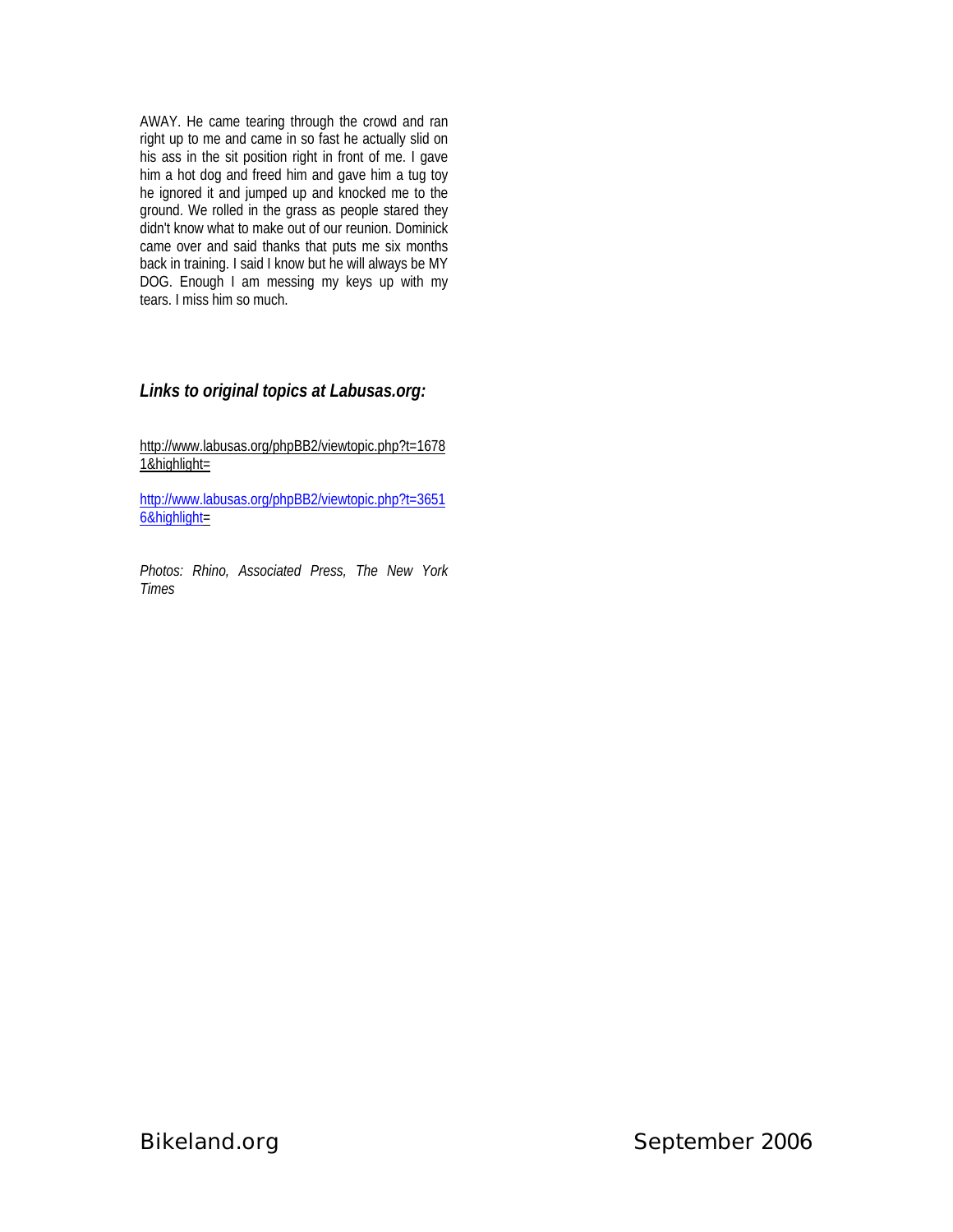AWAY. He came tearing through the crowd and ran right up to me and came in so fast he actually slid on his ass in the sit position right in front of me. I gave him a hot dog and freed him and gave him a tug toy he ignored it and jumped up and knocked me to the ground. We rolled in the grass as people stared they didn't know what to make out of our reunion. Dominick came over and said thanks that puts me six months back in training. I said I know but he will always be MY DOG. Enough I am messing my keys up with my tears. I miss him so much.

### *Links to original topics at Labusas.org:*

http://www.labusas.org/phpBB2/viewtopic.php?t=16781&highlight=

http://www.labusas.org/phpBB2/viewtopic.php?t=36516&highlight=

*Photos: Rhino, Associated Press, The New York Times*